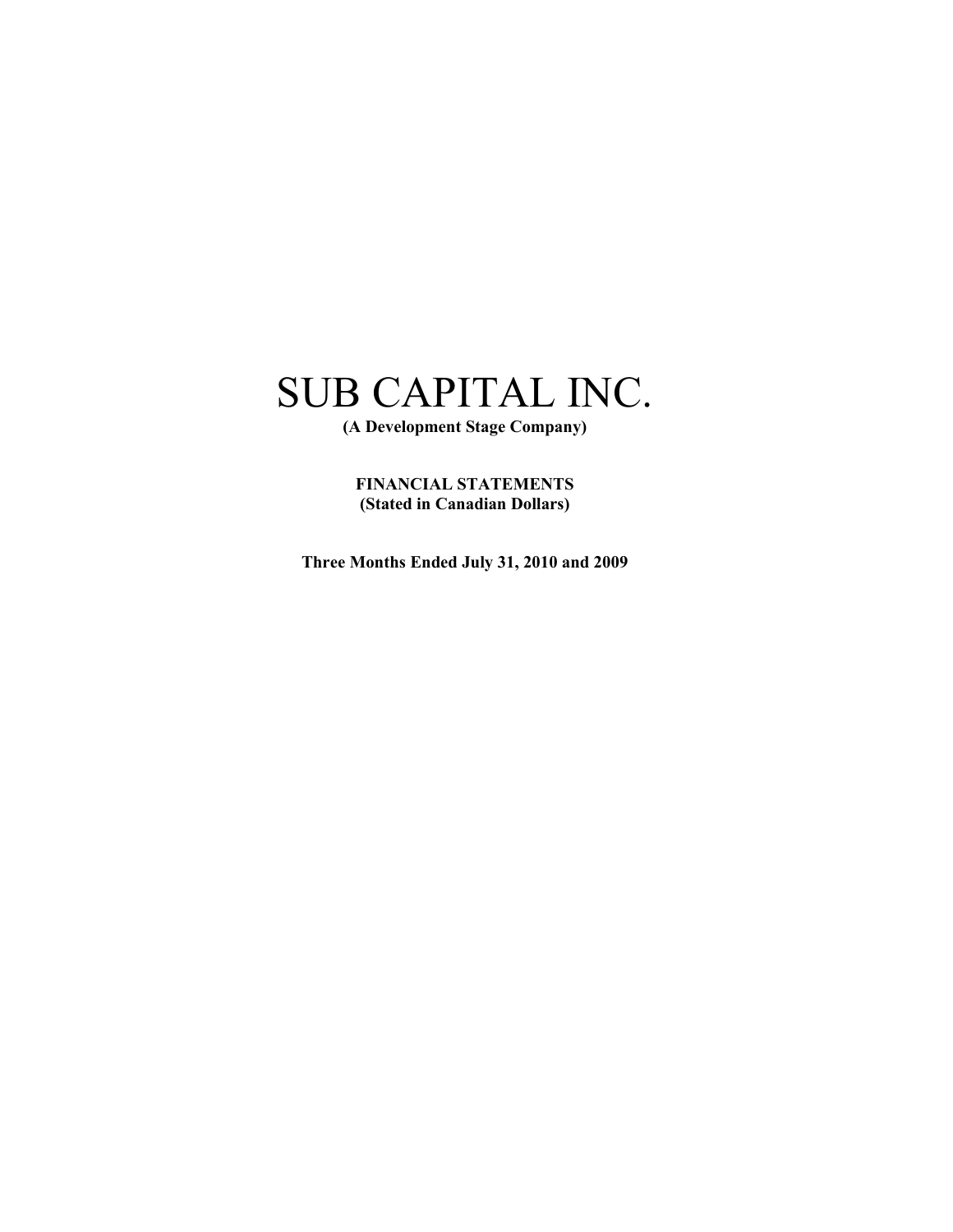# SUB CAPITAL INC.

**(A Development Stage Company)**

**FINANCIAL STATEMENTS**
**(Stated in Canadian Dollars)**

**Three Months Ended July 31, 2010 and 2009**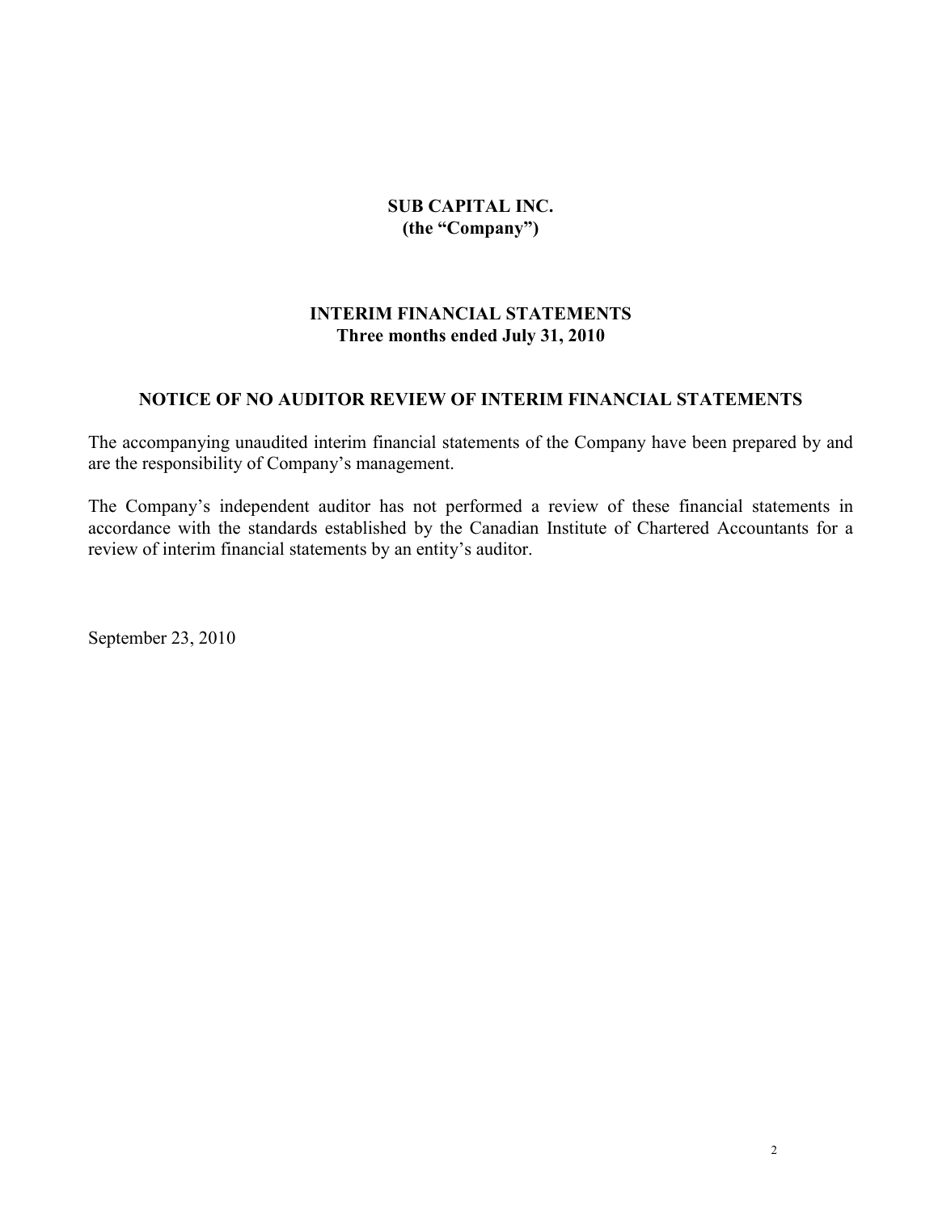**SUB CAPITAL INC.**
**(the "Company")**

**INTERIM FINANCIAL STATEMENTS**
**Three months ended July 31, 2010**

## NOTICE OF NO AUDITOR REVIEW OF INTERIM FINANCIAL STATEMENTS

The accompanying unaudited interim financial statements of the Company have been prepared by and are the responsibility of Company's management.

The Company's independent auditor has not performed a review of these financial statements in accordance with the standards established by the Canadian Institute of Chartered Accountants for a review of interim financial statements by an entity's auditor.

September 23, 2010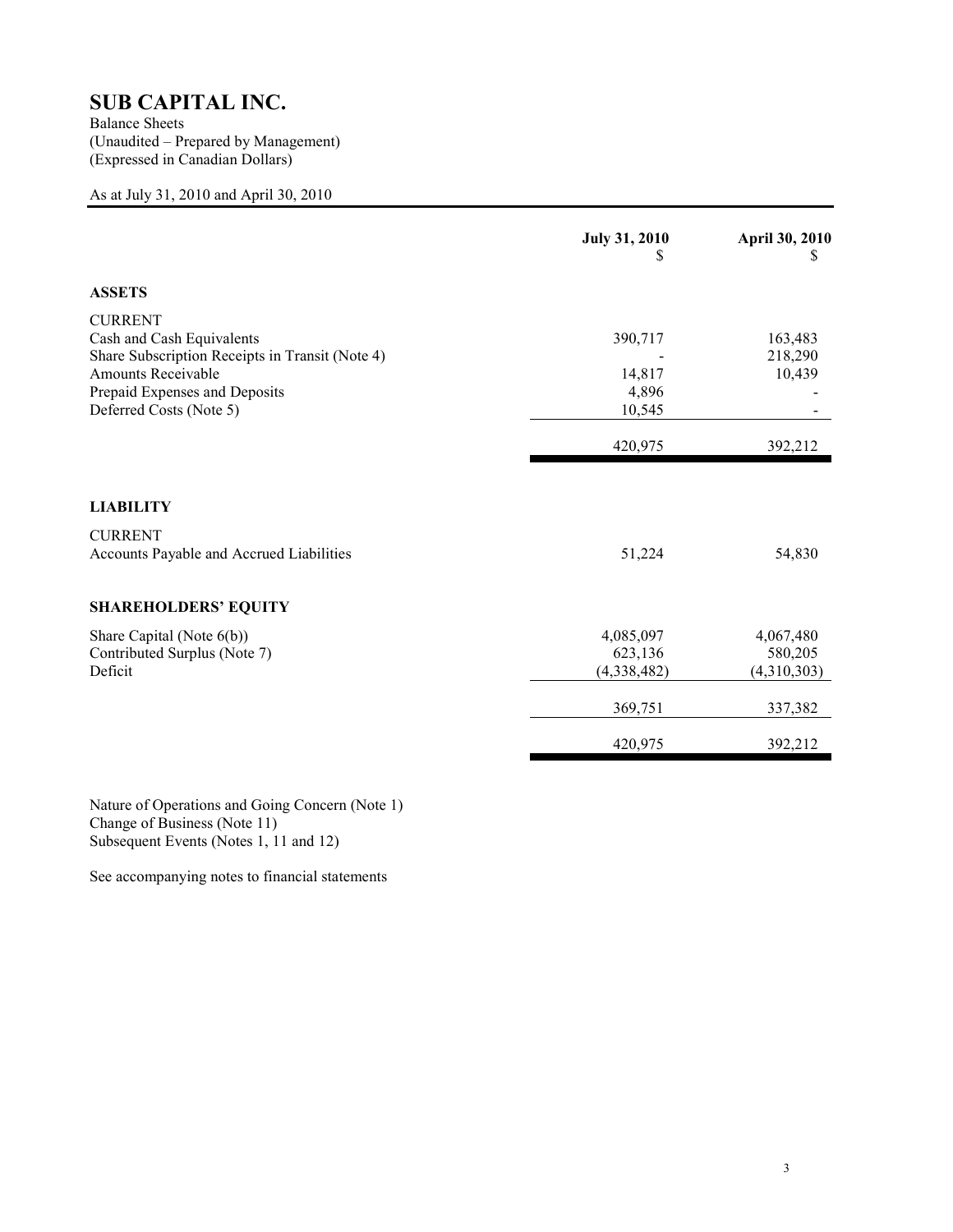# SUB CAPITAL INC.

Balance Sheets
(Unaudited – Prepared by Management)
(Expressed in Canadian Dollars)

As at July 31, 2010 and April 30, 2010

| | July 31, 2010<br>$ | April 30, 2010<br>$ |
|---|---|---|
| **ASSETS** | | |
| CURRENT | | |
| Cash and Cash Equivalents | 390,717 | 163,483 |
| Share Subscription Receipts in Transit (Note 4) | - | 218,290 |
| Amounts Receivable | 14,817 | 10,439 |
| Prepaid Expenses and Deposits | 4,896 | - |
| Deferred Costs (Note 5) | 10,545 | - |
| | 420,975 | 392,212 |
| **LIABILITY** | | |
| CURRENT | | |
| Accounts Payable and Accrued Liabilities | 51,224 | 54,830 |
| **SHAREHOLDERS' EQUITY** | | |
| Share Capital (Note 6(b)) | 4,085,097 | 4,067,480 |
| Contributed Surplus (Note 7) | 623,136 | 580,205 |
| Deficit | (4,338,482) | (4,310,303) |
| | 369,751 | 337,382 |
| | 420,975 | 392,212 |

Nature of Operations and Going Concern (Note 1)
Change of Business (Note 11)
Subsequent Events (Notes 1, 11 and 12)

See accompanying notes to financial statements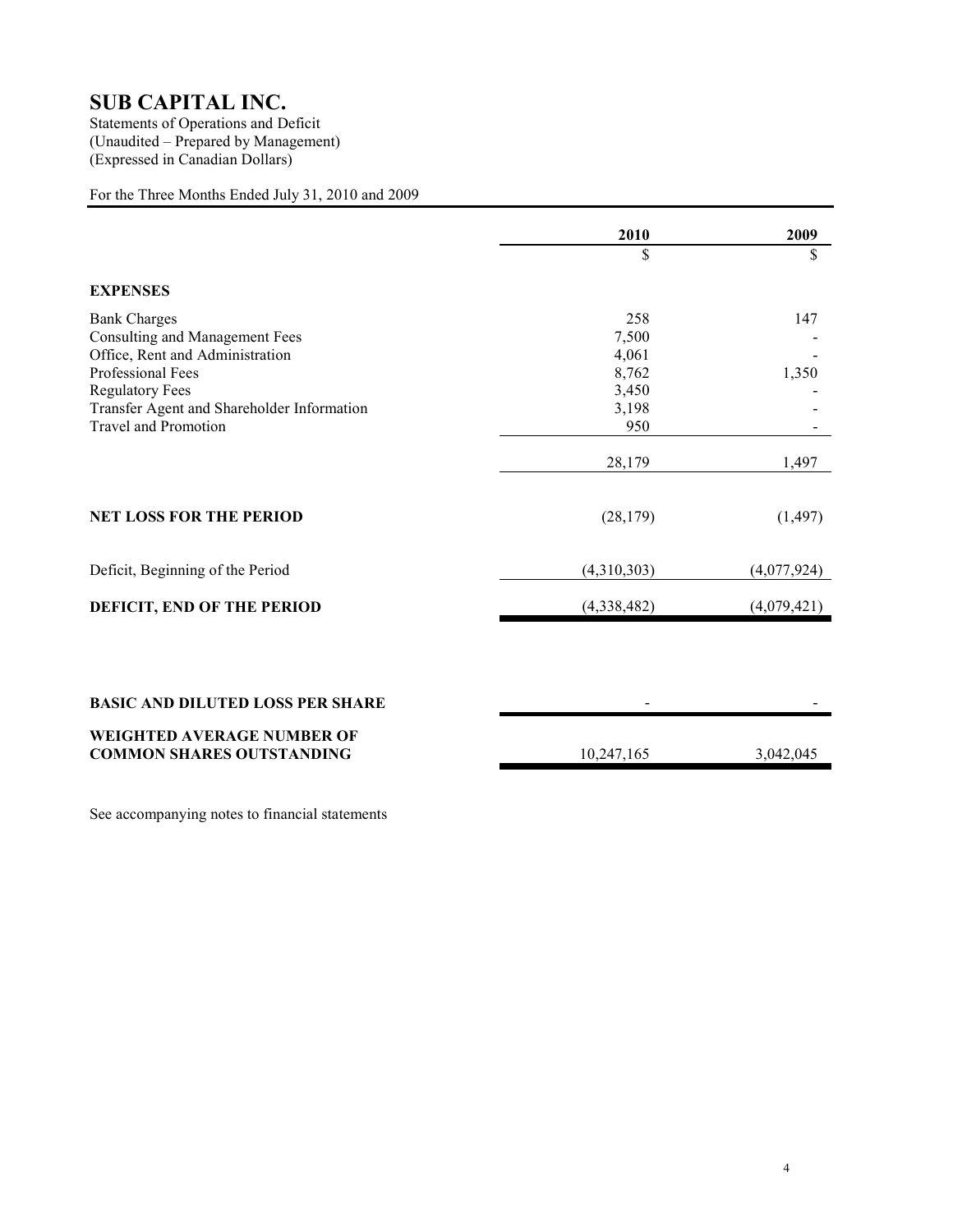# SUB CAPITAL INC.

Statements of Operations and Deficit
(Unaudited – Prepared by Management)
(Expressed in Canadian Dollars)

For the Three Months Ended July 31, 2010 and 2009

| | 2010 | 2009 |
|---|---|---|
| | $ | $ |
| **EXPENSES** | | |
| Bank Charges | 258 | 147 |
| Consulting and Management Fees | 7,500 | - |
| Office, Rent and Administration | 4,061 | - |
| Professional Fees | 8,762 | 1,350 |
| Regulatory Fees | 3,450 | - |
| Transfer Agent and Shareholder Information | 3,198 | - |
| Travel and Promotion | 950 | - |
| | 28,179 | 1,497 |
| **NET LOSS FOR THE PERIOD** | (28,179) | (1,497) |
| Deficit, Beginning of the Period | (4,310,303) | (4,077,924) |
| **DEFICIT, END OF THE PERIOD** | (4,338,482) | (4,079,421) |
| **BASIC AND DILUTED LOSS PER SHARE** | - | - |
| **WEIGHTED AVERAGE NUMBER OF COMMON SHARES OUTSTANDING** | 10,247,165 | 3,042,045 |

See accompanying notes to financial statements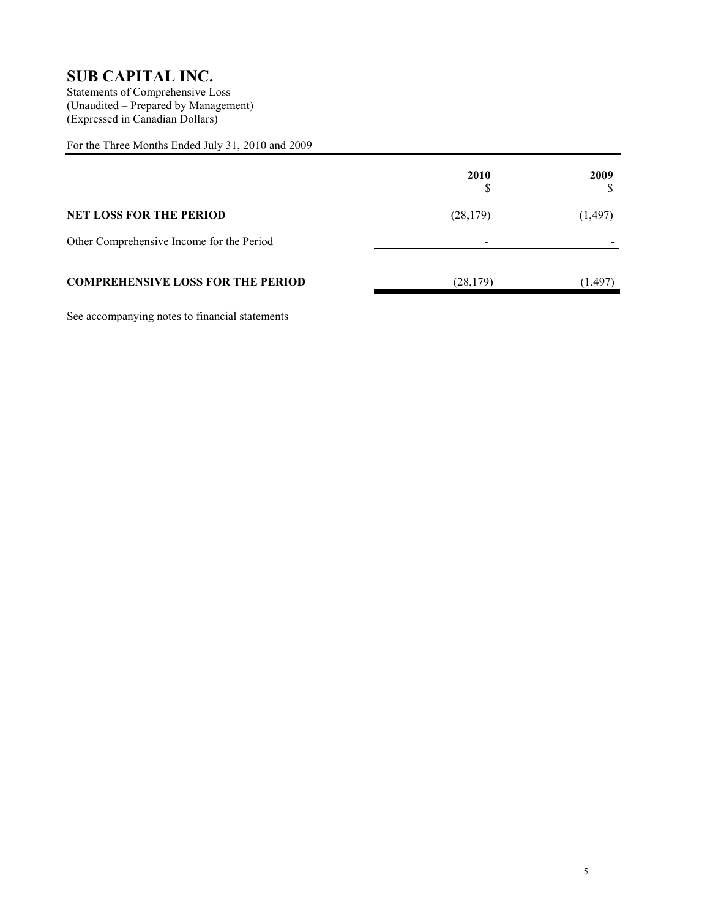# SUB CAPITAL INC.

Statements of Comprehensive Loss
(Unaudited – Prepared by Management)
(Expressed in Canadian Dollars)

For the Three Months Ended July 31, 2010 and 2009

| | 2010<br>$ | 2009<br>$ |
|---|---|---|
| **NET LOSS FOR THE PERIOD** | (28,179) | (1,497) |
| Other Comprehensive Income for the Period | - | - |
| **COMPREHENSIVE LOSS FOR THE PERIOD** | (28,179) | (1,497) |

See accompanying notes to financial statements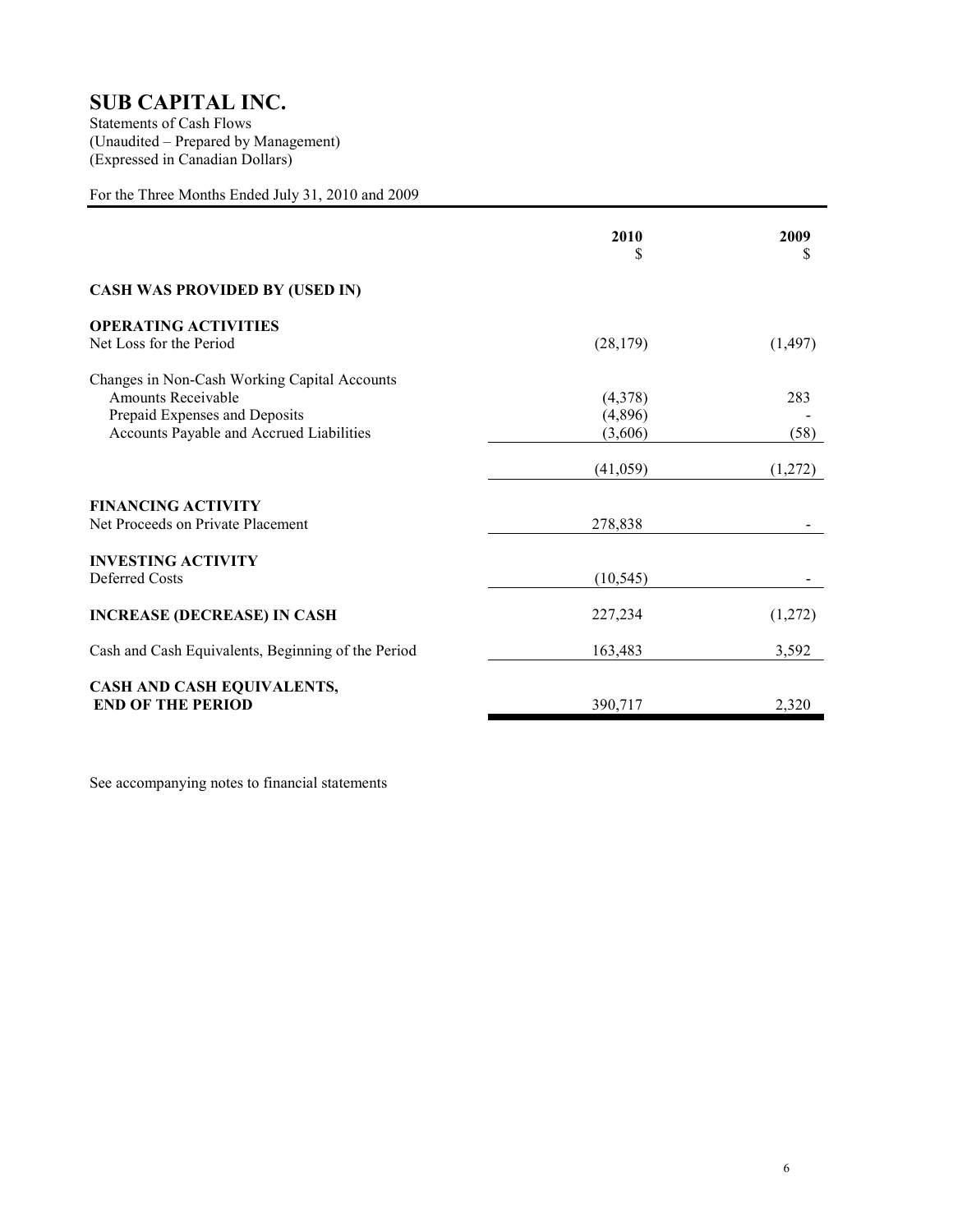# SUB CAPITAL INC.

Statements of Cash Flows
(Unaudited – Prepared by Management)
(Expressed in Canadian Dollars)

For the Three Months Ended July 31, 2010 and 2009

| | 2010<br>$ | 2009<br>$ |
|---|---|---|
| **CASH WAS PROVIDED BY (USED IN)** | | |
| **OPERATING ACTIVITIES** | | |
| Net Loss for the Period | (28,179) | (1,497) |
| Changes in Non-Cash Working Capital Accounts | | |
| Amounts Receivable | (4,378) | 283 |
| Prepaid Expenses and Deposits | (4,896) | - |
| Accounts Payable and Accrued Liabilities | (3,606) | (58) |
| | (41,059) | (1,272) |
| **FINANCING ACTIVITY** | | |
| Net Proceeds on Private Placement | 278,838 | - |
| **INVESTING ACTIVITY** | | |
| Deferred Costs | (10,545) | - |
| **INCREASE (DECREASE) IN CASH** | 227,234 | (1,272) |
| Cash and Cash Equivalents, Beginning of the Period | 163,483 | 3,592 |
| **CASH AND CASH EQUIVALENTS, END OF THE PERIOD** | 390,717 | 2,320 |

See accompanying notes to financial statements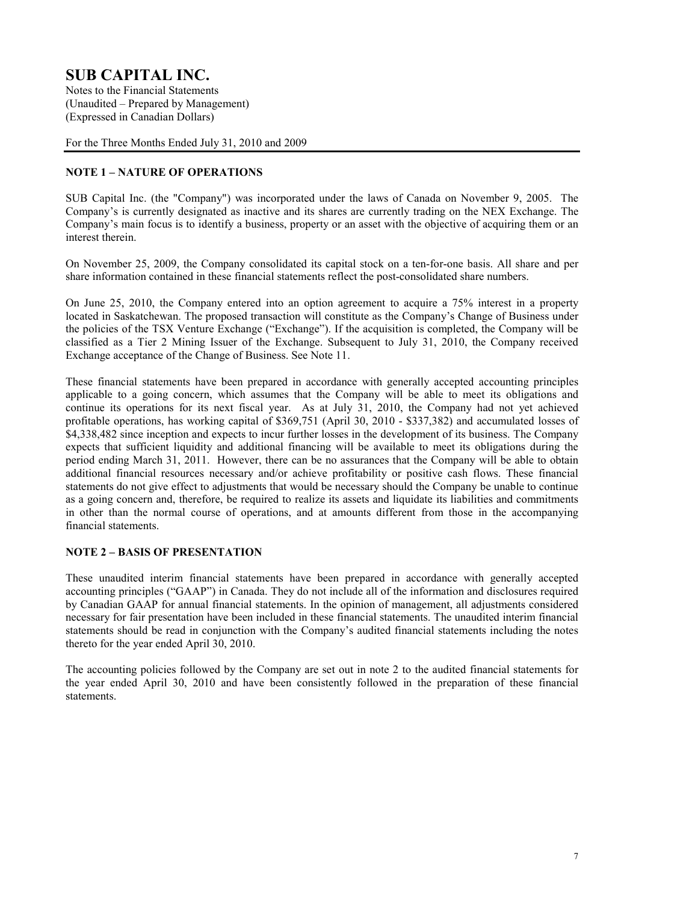# SUB CAPITAL INC.

Notes to the Financial Statements
(Unaudited – Prepared by Management)
(Expressed in Canadian Dollars)

For the Three Months Ended July 31, 2010 and 2009

## NOTE 1 – NATURE OF OPERATIONS

SUB Capital Inc. (the "Company") was incorporated under the laws of Canada on November 9, 2005. The Company's is currently designated as inactive and its shares are currently trading on the NEX Exchange. The Company's main focus is to identify a business, property or an asset with the objective of acquiring them or an interest therein.

On November 25, 2009, the Company consolidated its capital stock on a ten-for-one basis. All share and per share information contained in these financial statements reflect the post-consolidated share numbers.

On June 25, 2010, the Company entered into an option agreement to acquire a 75% interest in a property located in Saskatchewan. The proposed transaction will constitute as the Company's Change of Business under the policies of the TSX Venture Exchange ("Exchange"). If the acquisition is completed, the Company will be classified as a Tier 2 Mining Issuer of the Exchange. Subsequent to July 31, 2010, the Company received Exchange acceptance of the Change of Business. See Note 11.

These financial statements have been prepared in accordance with generally accepted accounting principles applicable to a going concern, which assumes that the Company will be able to meet its obligations and continue its operations for its next fiscal year. As at July 31, 2010, the Company had not yet achieved profitable operations, has working capital of $369,751 (April 30, 2010 - $337,382) and accumulated losses of $4,338,482 since inception and expects to incur further losses in the development of its business. The Company expects that sufficient liquidity and additional financing will be available to meet its obligations during the period ending March 31, 2011. However, there can be no assurances that the Company will be able to obtain additional financial resources necessary and/or achieve profitability or positive cash flows. These financial statements do not give effect to adjustments that would be necessary should the Company be unable to continue as a going concern and, therefore, be required to realize its assets and liquidate its liabilities and commitments in other than the normal course of operations, and at amounts different from those in the accompanying financial statements.

## NOTE 2 – BASIS OF PRESENTATION

These unaudited interim financial statements have been prepared in accordance with generally accepted accounting principles ("GAAP") in Canada. They do not include all of the information and disclosures required by Canadian GAAP for annual financial statements. In the opinion of management, all adjustments considered necessary for fair presentation have been included in these financial statements. The unaudited interim financial statements should be read in conjunction with the Company's audited financial statements including the notes thereto for the year ended April 30, 2010.

The accounting policies followed by the Company are set out in note 2 to the audited financial statements for the year ended April 30, 2010 and have been consistently followed in the preparation of these financial statements.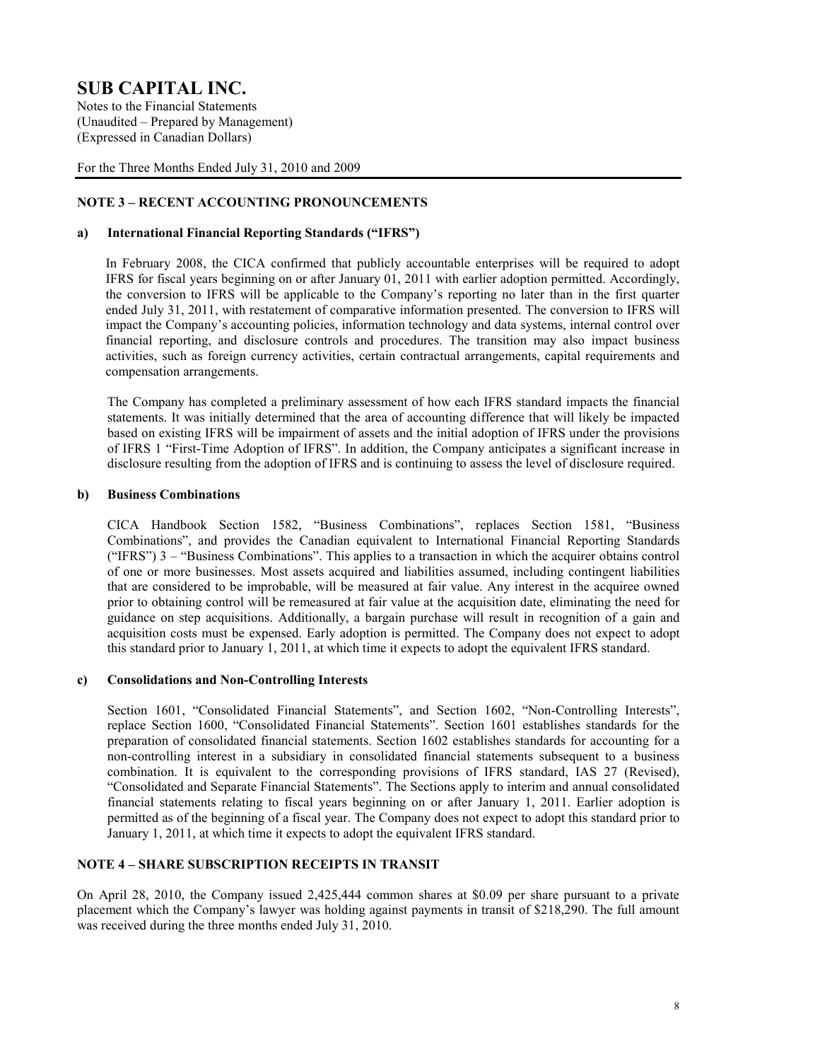# SUB CAPITAL INC.

Notes to the Financial Statements
(Unaudited – Prepared by Management)
(Expressed in Canadian Dollars)

For the Three Months Ended July 31, 2010 and 2009

## NOTE 3 – RECENT ACCOUNTING PRONOUNCEMENTS

### a) International Financial Reporting Standards ("IFRS")

In February 2008, the CICA confirmed that publicly accountable enterprises will be required to adopt IFRS for fiscal years beginning on or after January 01, 2011 with earlier adoption permitted. Accordingly, the conversion to IFRS will be applicable to the Company's reporting no later than in the first quarter ended July 31, 2011, with restatement of comparative information presented. The conversion to IFRS will impact the Company's accounting policies, information technology and data systems, internal control over financial reporting, and disclosure controls and procedures. The transition may also impact business activities, such as foreign currency activities, certain contractual arrangements, capital requirements and compensation arrangements.

The Company has completed a preliminary assessment of how each IFRS standard impacts the financial statements. It was initially determined that the area of accounting difference that will likely be impacted based on existing IFRS will be impairment of assets and the initial adoption of IFRS under the provisions of IFRS 1 "First-Time Adoption of IFRS". In addition, the Company anticipates a significant increase in disclosure resulting from the adoption of IFRS and is continuing to assess the level of disclosure required.

### b) Business Combinations

CICA Handbook Section 1582, "Business Combinations", replaces Section 1581, "Business Combinations", and provides the Canadian equivalent to International Financial Reporting Standards ("IFRS") 3 – "Business Combinations". This applies to a transaction in which the acquirer obtains control of one or more businesses. Most assets acquired and liabilities assumed, including contingent liabilities that are considered to be improbable, will be measured at fair value. Any interest in the acquiree owned prior to obtaining control will be remeasured at fair value at the acquisition date, eliminating the need for guidance on step acquisitions. Additionally, a bargain purchase will result in recognition of a gain and acquisition costs must be expensed. Early adoption is permitted. The Company does not expect to adopt this standard prior to January 1, 2011, at which time it expects to adopt the equivalent IFRS standard.

### c) Consolidations and Non-Controlling Interests

Section 1601, "Consolidated Financial Statements", and Section 1602, "Non-Controlling Interests", replace Section 1600, "Consolidated Financial Statements". Section 1601 establishes standards for the preparation of consolidated financial statements. Section 1602 establishes standards for accounting for a non-controlling interest in a subsidiary in consolidated financial statements subsequent to a business combination. It is equivalent to the corresponding provisions of IFRS standard, IAS 27 (Revised), "Consolidated and Separate Financial Statements". The Sections apply to interim and annual consolidated financial statements relating to fiscal years beginning on or after January 1, 2011. Earlier adoption is permitted as of the beginning of a fiscal year. The Company does not expect to adopt this standard prior to January 1, 2011, at which time it expects to adopt the equivalent IFRS standard.

## NOTE 4 – SHARE SUBSCRIPTION RECEIPTS IN TRANSIT

On April 28, 2010, the Company issued 2,425,444 common shares at $0.09 per share pursuant to a private placement which the Company's lawyer was holding against payments in transit of $218,290. The full amount was received during the three months ended July 31, 2010.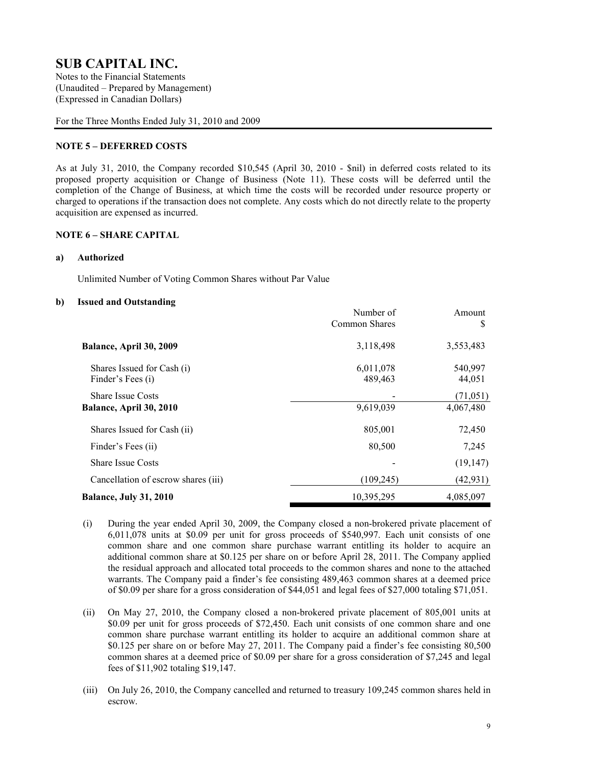# SUB CAPITAL INC.

Notes to the Financial Statements
(Unaudited – Prepared by Management)
(Expressed in Canadian Dollars)

For the Three Months Ended July 31, 2010 and 2009

## NOTE 5 – DEFERRED COSTS

As at July 31, 2010, the Company recorded $10,545 (April 30, 2010 - $nil) in deferred costs related to its proposed property acquisition or Change of Business (Note 11). These costs will be deferred until the completion of the Change of Business, at which time the costs will be recorded under resource property or charged to operations if the transaction does not complete. Any costs which do not directly relate to the property acquisition are expensed as incurred.

## NOTE 6 – SHARE CAPITAL

### a) Authorized

Unlimited Number of Voting Common Shares without Par Value

### b) Issued and Outstanding

| | Number of Common Shares | Amount $ |
|---|---|---|
| **Balance, April 30, 2009** | 3,118,498 | 3,553,483 |
| Shares Issued for Cash (i) | 6,011,078 | 540,997 |
| Finder's Fees (i) | 489,463 | 44,051 |
| Share Issue Costs | - | (71,051) |
| **Balance, April 30, 2010** | 9,619,039 | 4,067,480 |
| Shares Issued for Cash (ii) | 805,001 | 72,450 |
| Finder's Fees (ii) | 80,500 | 7,245 |
| Share Issue Costs | - | (19,147) |
| Cancellation of escrow shares (iii) | (109,245) | (42,931) |
| **Balance, July 31, 2010** | 10,395,295 | 4,085,097 |

(i) During the year ended April 30, 2009, the Company closed a non-brokered private placement of 6,011,078 units at $0.09 per unit for gross proceeds of $540,997. Each unit consists of one common share and one common share purchase warrant entitling its holder to acquire an additional common share at $0.125 per share on or before April 28, 2011. The Company applied the residual approach and allocated total proceeds to the common shares and none to the attached warrants. The Company paid a finder's fee consisting 489,463 common shares at a deemed price of $0.09 per share for a gross consideration of $44,051 and legal fees of $27,000 totaling $71,051.

(ii) On May 27, 2010, the Company closed a non-brokered private placement of 805,001 units at $0.09 per unit for gross proceeds of $72,450. Each unit consists of one common share and one common share purchase warrant entitling its holder to acquire an additional common share at $0.125 per share on or before May 27, 2011. The Company paid a finder's fee consisting 80,500 common shares at a deemed price of $0.09 per share for a gross consideration of $7,245 and legal fees of $11,902 totaling $19,147.

(iii) On July 26, 2010, the Company cancelled and returned to treasury 109,245 common shares held in escrow.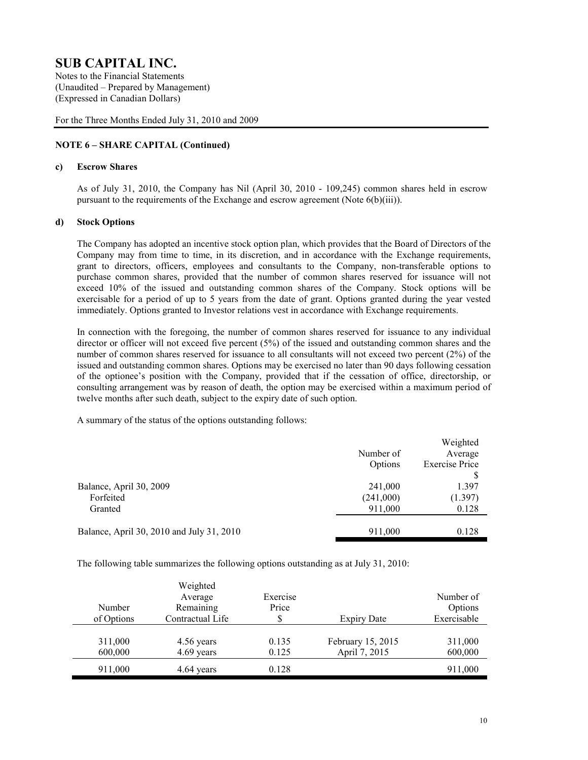# SUB CAPITAL INC.

Notes to the Financial Statements
(Unaudited – Prepared by Management)
(Expressed in Canadian Dollars)

For the Three Months Ended July 31, 2010 and 2009

## NOTE 6 – SHARE CAPITAL (Continued)

### c) Escrow Shares

As of July 31, 2010, the Company has Nil (April 30, 2010 - 109,245) common shares held in escrow pursuant to the requirements of the Exchange and escrow agreement (Note 6(b)(iii)).

### d) Stock Options

The Company has adopted an incentive stock option plan, which provides that the Board of Directors of the Company may from time to time, in its discretion, and in accordance with the Exchange requirements, grant to directors, officers, employees and consultants to the Company, non-transferable options to purchase common shares, provided that the number of common shares reserved for issuance will not exceed 10% of the issued and outstanding common shares of the Company. Stock options will be exercisable for a period of up to 5 years from the date of grant. Options granted during the year vested immediately. Options granted to Investor relations vest in accordance with Exchange requirements.

In connection with the foregoing, the number of common shares reserved for issuance to any individual director or officer will not exceed five percent (5%) of the issued and outstanding common shares and the number of common shares reserved for issuance to all consultants will not exceed two percent (2%) of the issued and outstanding common shares. Options may be exercised no later than 90 days following cessation of the optionee's position with the Company, provided that if the cessation of office, directorship, or consulting arrangement was by reason of death, the option may be exercised within a maximum period of twelve months after such death, subject to the expiry date of such option.

A summary of the status of the options outstanding follows:

| | Number of Options | Weighted Average Exercise Price $ |
|---|---|---|
| Balance, April 30, 2009 | 241,000 | 1.397 |
| Forfeited | (241,000) | (1.397) |
| Granted | 911,000 | 0.128 |
| Balance, April 30, 2010 and July 31, 2010 | 911,000 | 0.128 |

The following table summarizes the following options outstanding as at July 31, 2010:

| Number of Options | Weighted Average Remaining Contractual Life | Exercise Price $ | Expiry Date | Number of Options Exercisable |
|---|---|---|---|---|
| 311,000 | 4.56 years | 0.135 | February 15, 2015 | 311,000 |
| 600,000 | 4.69 years | 0.125 | April 7, 2015 | 600,000 |
| 911,000 | 4.64 years | 0.128 | | 911,000 |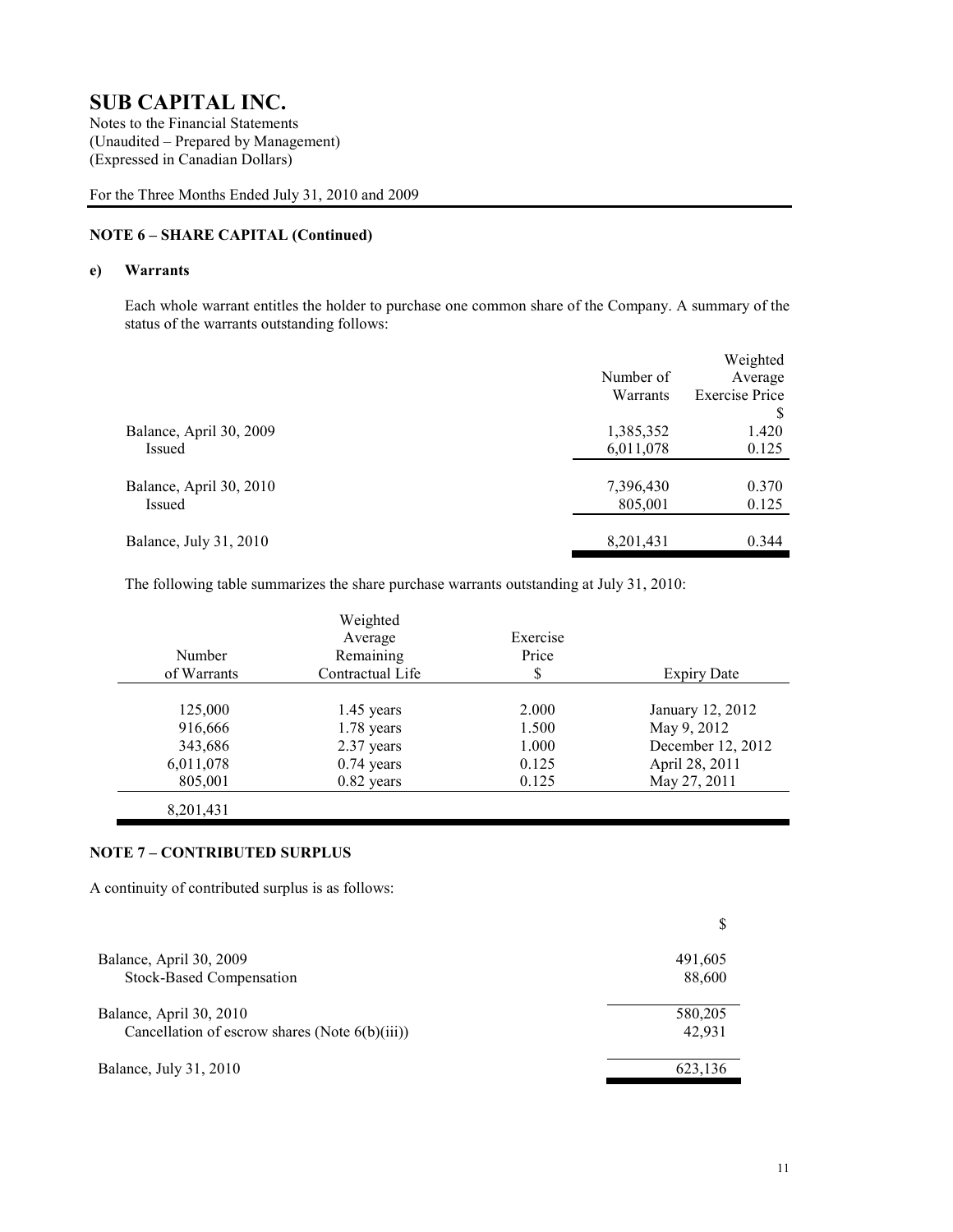# SUB CAPITAL INC.

Notes to the Financial Statements
(Unaudited – Prepared by Management)
(Expressed in Canadian Dollars)

For the Three Months Ended July 31, 2010 and 2009

## NOTE 6 – SHARE CAPITAL (Continued)

### e) Warrants

Each whole warrant entitles the holder to purchase one common share of the Company. A summary of the status of the warrants outstanding follows:

| | Number of Warrants | Weighted Average Exercise Price $ |
|---|---|---|
| Balance, April 30, 2009 | 1,385,352 | 1.420 |
| Issued | 6,011,078 | 0.125 |
| Balance, April 30, 2010 | 7,396,430 | 0.370 |
| Issued | 805,001 | 0.125 |
| Balance, July 31, 2010 | 8,201,431 | 0.344 |

The following table summarizes the share purchase warrants outstanding at July 31, 2010:

| Number of Warrants | Weighted Average Remaining Contractual Life | Exercise Price $ | Expiry Date |
|---|---|---|---|
| 125,000 | 1.45 years | 2.000 | January 12, 2012 |
| 916,666 | 1.78 years | 1.500 | May 9, 2012 |
| 343,686 | 2.37 years | 1.000 | December 12, 2012 |
| 6,011,078 | 0.74 years | 0.125 | April 28, 2011 |
| 805,001 | 0.82 years | 0.125 | May 27, 2011 |
| 8,201,431 | | | |

## NOTE 7 – CONTRIBUTED SURPLUS

A continuity of contributed surplus is as follows:

| | $ |
|---|---|
| Balance, April 30, 2009 | 491,605 |
| Stock-Based Compensation | 88,600 |
| Balance, April 30, 2010 | 580,205 |
| Cancellation of escrow shares (Note 6(b)(iii)) | 42,931 |
| Balance, July 31, 2010 | 623,136 |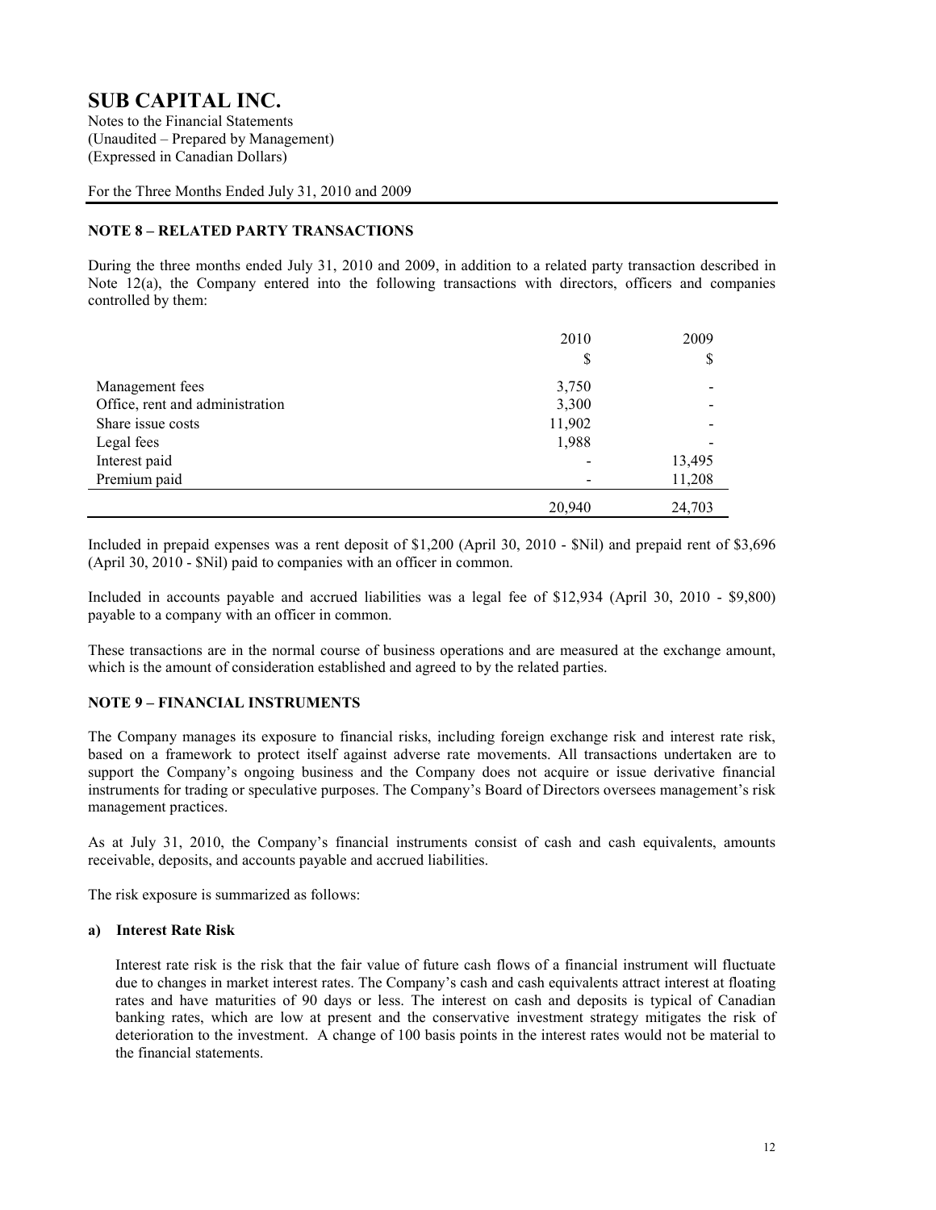# SUB CAPITAL INC.

Notes to the Financial Statements
(Unaudited – Prepared by Management)
(Expressed in Canadian Dollars)

For the Three Months Ended July 31, 2010 and 2009

## NOTE 8 – RELATED PARTY TRANSACTIONS

During the three months ended July 31, 2010 and 2009, in addition to a related party transaction described in Note 12(a), the Company entered into the following transactions with directors, officers and companies controlled by them:

| | 2010 | 2009 |
|---|---|---|
| | $ | $ |
| Management fees | 3,750 | - |
| Office, rent and administration | 3,300 | - |
| Share issue costs | 11,902 | - |
| Legal fees | 1,988 | - |
| Interest paid | - | 13,495 |
| Premium paid | - | 11,208 |
| | 20,940 | 24,703 |

Included in prepaid expenses was a rent deposit of $1,200 (April 30, 2010 - $Nil) and prepaid rent of $3,696 (April 30, 2010 - $Nil) paid to companies with an officer in common.

Included in accounts payable and accrued liabilities was a legal fee of $12,934 (April 30, 2010 - $9,800) payable to a company with an officer in common.

These transactions are in the normal course of business operations and are measured at the exchange amount, which is the amount of consideration established and agreed to by the related parties.

## NOTE 9 – FINANCIAL INSTRUMENTS

The Company manages its exposure to financial risks, including foreign exchange risk and interest rate risk, based on a framework to protect itself against adverse rate movements. All transactions undertaken are to support the Company's ongoing business and the Company does not acquire or issue derivative financial instruments for trading or speculative purposes. The Company's Board of Directors oversees management's risk management practices.

As at July 31, 2010, the Company's financial instruments consist of cash and cash equivalents, amounts receivable, deposits, and accounts payable and accrued liabilities.

The risk exposure is summarized as follows:

### a) Interest Rate Risk

Interest rate risk is the risk that the fair value of future cash flows of a financial instrument will fluctuate due to changes in market interest rates. The Company's cash and cash equivalents attract interest at floating rates and have maturities of 90 days or less. The interest on cash and deposits is typical of Canadian banking rates, which are low at present and the conservative investment strategy mitigates the risk of deterioration to the investment. A change of 100 basis points in the interest rates would not be material to the financial statements.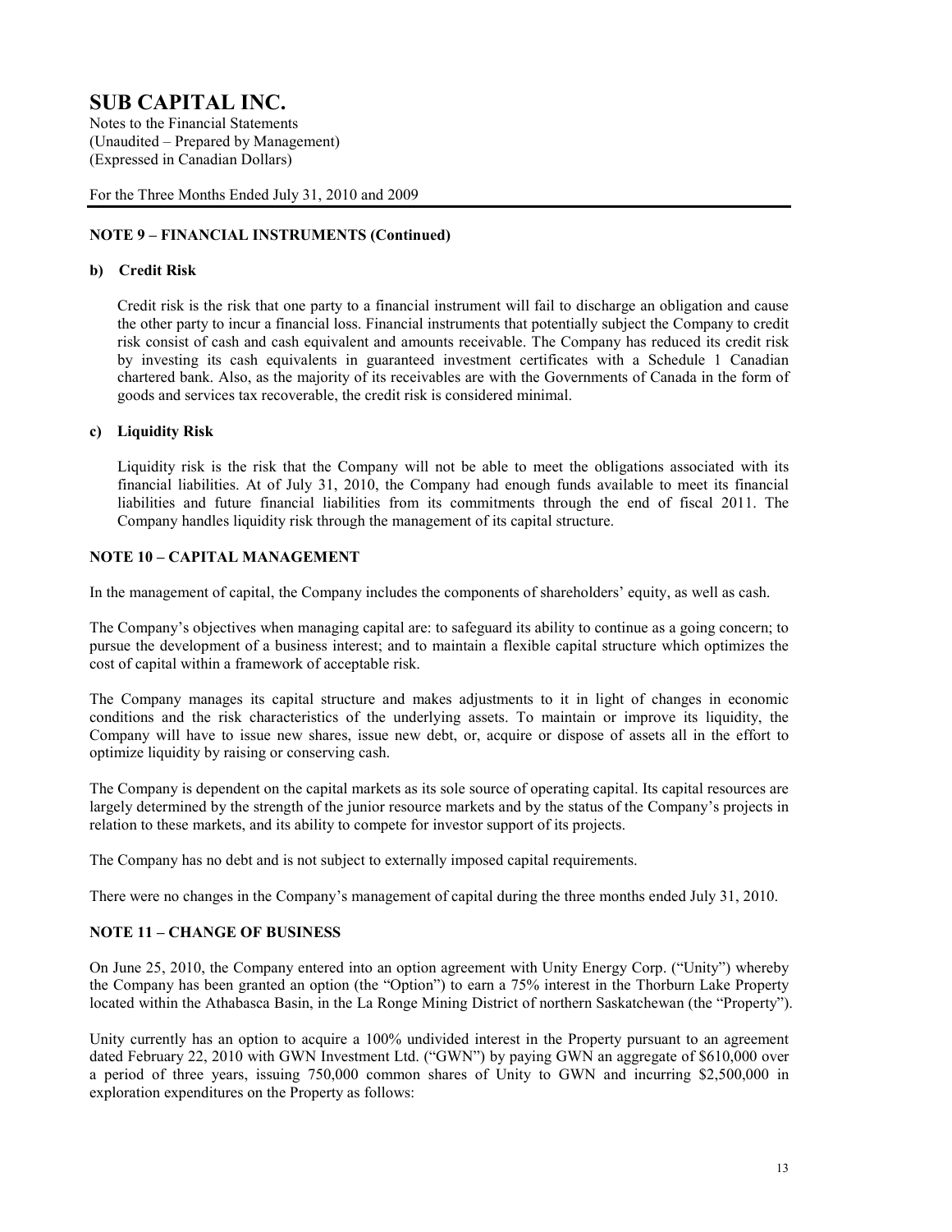# SUB CAPITAL INC.

Notes to the Financial Statements
(Unaudited – Prepared by Management)
(Expressed in Canadian Dollars)

For the Three Months Ended July 31, 2010 and 2009

## NOTE 9 – FINANCIAL INSTRUMENTS (Continued)

### b) Credit Risk

Credit risk is the risk that one party to a financial instrument will fail to discharge an obligation and cause the other party to incur a financial loss. Financial instruments that potentially subject the Company to credit risk consist of cash and cash equivalent and amounts receivable. The Company has reduced its credit risk by investing its cash equivalents in guaranteed investment certificates with a Schedule 1 Canadian chartered bank. Also, as the majority of its receivables are with the Governments of Canada in the form of goods and services tax recoverable, the credit risk is considered minimal.

### c) Liquidity Risk

Liquidity risk is the risk that the Company will not be able to meet the obligations associated with its financial liabilities. At of July 31, 2010, the Company had enough funds available to meet its financial liabilities and future financial liabilities from its commitments through the end of fiscal 2011. The Company handles liquidity risk through the management of its capital structure.

## NOTE 10 – CAPITAL MANAGEMENT

In the management of capital, the Company includes the components of shareholders' equity, as well as cash.

The Company's objectives when managing capital are: to safeguard its ability to continue as a going concern; to pursue the development of a business interest; and to maintain a flexible capital structure which optimizes the cost of capital within a framework of acceptable risk.

The Company manages its capital structure and makes adjustments to it in light of changes in economic conditions and the risk characteristics of the underlying assets. To maintain or improve its liquidity, the Company will have to issue new shares, issue new debt, or, acquire or dispose of assets all in the effort to optimize liquidity by raising or conserving cash.

The Company is dependent on the capital markets as its sole source of operating capital. Its capital resources are largely determined by the strength of the junior resource markets and by the status of the Company's projects in relation to these markets, and its ability to compete for investor support of its projects.

The Company has no debt and is not subject to externally imposed capital requirements.

There were no changes in the Company's management of capital during the three months ended July 31, 2010.

## NOTE 11 – CHANGE OF BUSINESS

On June 25, 2010, the Company entered into an option agreement with Unity Energy Corp. ("Unity") whereby the Company has been granted an option (the "Option") to earn a 75% interest in the Thorburn Lake Property located within the Athabasca Basin, in the La Ronge Mining District of northern Saskatchewan (the "Property").

Unity currently has an option to acquire a 100% undivided interest in the Property pursuant to an agreement dated February 22, 2010 with GWN Investment Ltd. ("GWN") by paying GWN an aggregate of $610,000 over a period of three years, issuing 750,000 common shares of Unity to GWN and incurring $2,500,000 in exploration expenditures on the Property as follows: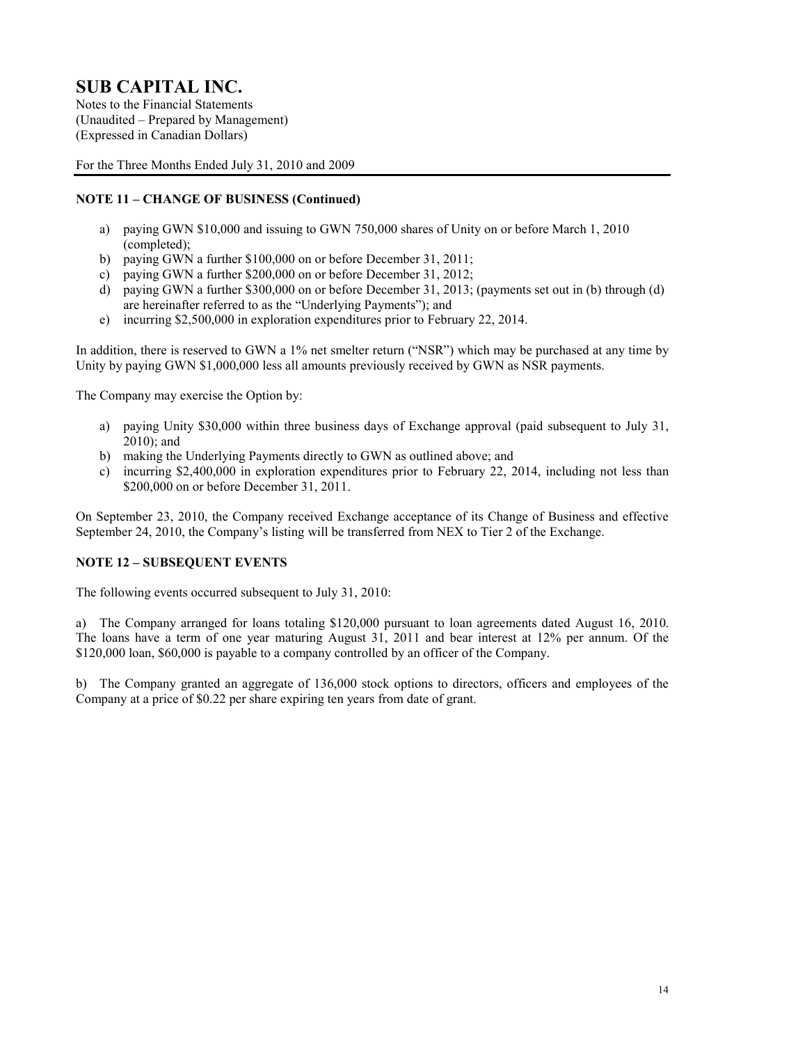# SUB CAPITAL INC.

Notes to the Financial Statements
(Unaudited – Prepared by Management)
(Expressed in Canadian Dollars)

For the Three Months Ended July 31, 2010 and 2009

### NOTE 11 – CHANGE OF BUSINESS (Continued)

a) paying GWN $10,000 and issuing to GWN 750,000 shares of Unity on or before March 1, 2010 (completed);
b) paying GWN a further $100,000 on or before December 31, 2011;
c) paying GWN a further $200,000 on or before December 31, 2012;
d) paying GWN a further $300,000 on or before December 31, 2013; (payments set out in (b) through (d) are hereinafter referred to as the "Underlying Payments"); and
e) incurring $2,500,000 in exploration expenditures prior to February 22, 2014.

In addition, there is reserved to GWN a 1% net smelter return ("NSR") which may be purchased at any time by Unity by paying GWN $1,000,000 less all amounts previously received by GWN as NSR payments.

The Company may exercise the Option by:

a) paying Unity $30,000 within three business days of Exchange approval (paid subsequent to July 31, 2010); and
b) making the Underlying Payments directly to GWN as outlined above; and
c) incurring $2,400,000 in exploration expenditures prior to February 22, 2014, including not less than $200,000 on or before December 31, 2011.

On September 23, 2010, the Company received Exchange acceptance of its Change of Business and effective September 24, 2010, the Company's listing will be transferred from NEX to Tier 2 of the Exchange.

### NOTE 12 – SUBSEQUENT EVENTS

The following events occurred subsequent to July 31, 2010:

a) The Company arranged for loans totaling $120,000 pursuant to loan agreements dated August 16, 2010. The loans have a term of one year maturing August 31, 2011 and bear interest at 12% per annum. Of the $120,000 loan, $60,000 is payable to a company controlled by an officer of the Company.

b) The Company granted an aggregate of 136,000 stock options to directors, officers and employees of the Company at a price of $0.22 per share expiring ten years from date of grant.